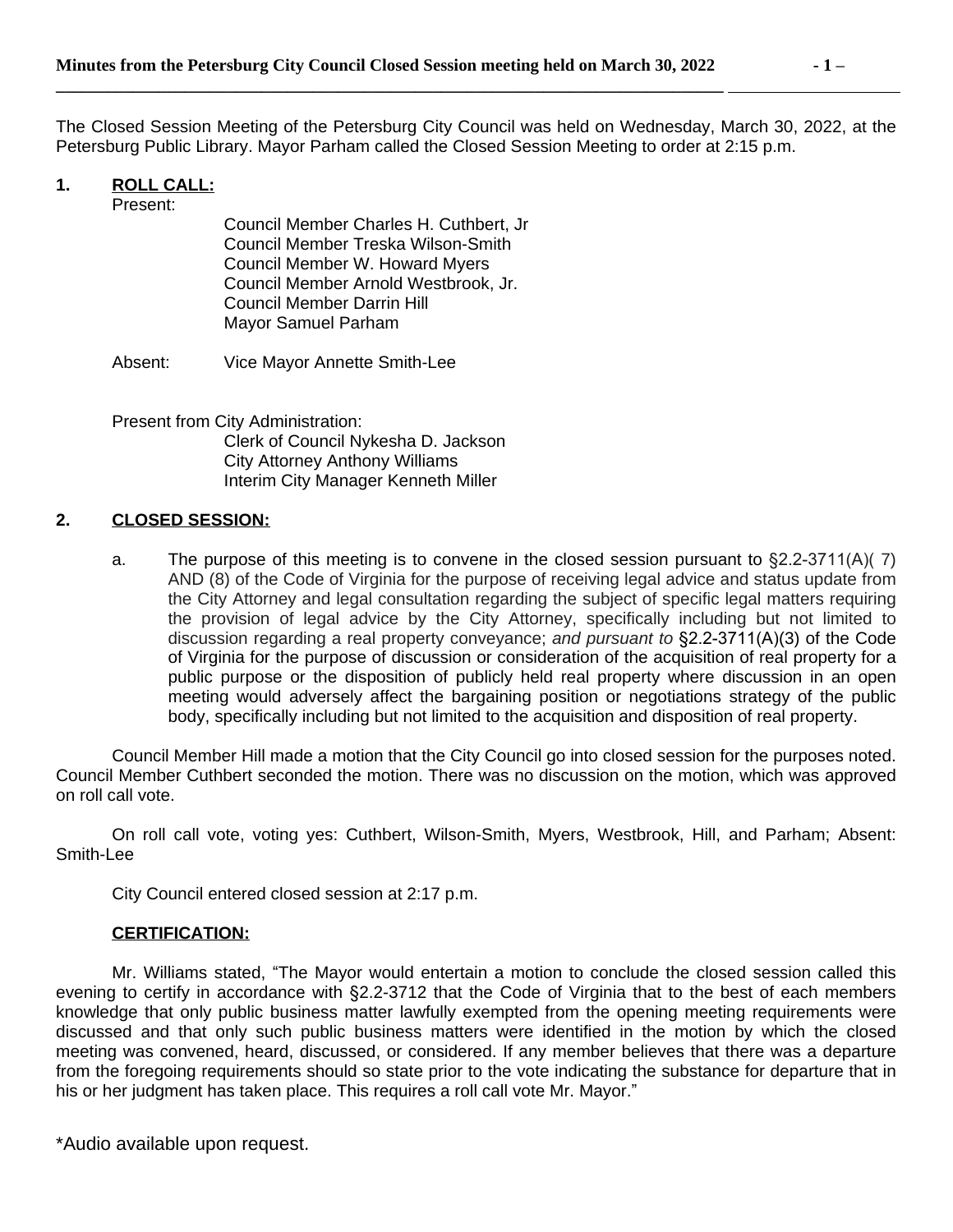The Closed Session Meeting of the Petersburg City Council was held on Wednesday, March 30, 2022, at the Petersburg Public Library. Mayor Parham called the Closed Session Meeting to order at 2:15 p.m.

**1. ROLL CALL:**

Present:

- Council Member Charles H. Cuthbert, Jr
- Council Member Treska Wilson-Smith
- Council Member W. Howard Myers
- Council Member Arnold Westbrook, Jr.
- Council Member Darrin Hill
- Mayor Samuel Parham

Absent: Vice Mayor Annette Smith-Lee

Present from City Administration:

- Clerk of Council Nykesha D. Jackson
- City Attorney Anthony Williams
- Interim City Manager Kenneth Miller

**2. CLOSED SESSION:**

a. The purpose of this meeting is to convene in the closed session pursuant to §2.2-3711(A)( 7) AND (8) of the Code of Virginia for the purpose of receiving legal advice and status update from the City Attorney and legal consultation regarding the subject of specific legal matters requiring the provision of legal advice by the City Attorney, specifically including but not limited to discussion regarding a real property conveyance; *and pursuant to* §2.2-3711(A)(3) of the Code of Virginia for the purpose of discussion or consideration of the acquisition of real property for a public purpose or the disposition of publicly held real property where discussion in an open meeting would adversely affect the bargaining position or negotiations strategy of the public body, specifically including but not limited to the acquisition and disposition of real property.

Council Member Hill made a motion that the City Council go into closed session for the purposes noted. Council Member Cuthbert seconded the motion. There was no discussion on the motion, which was approved on roll call vote.

On roll call vote, voting yes: Cuthbert, Wilson-Smith, Myers, Westbrook, Hill, and Parham; Absent: Smith-Lee

City Council entered closed session at 2:17 p.m.

**CERTIFICATION:**

Mr. Williams stated, "The Mayor would entertain a motion to conclude the closed session called this evening to certify in accordance with §2.2-3712 that the Code of Virginia that to the best of each members knowledge that only public business matter lawfully exempted from the opening meeting requirements were discussed and that only such public business matters were identified in the motion by which the closed meeting was convened, heard, discussed, or considered. If any member believes that there was a departure from the foregoing requirements should so state prior to the vote indicating the substance for departure that in his or her judgment has taken place. This requires a roll call vote Mr. Mayor."

*Audio available upon request.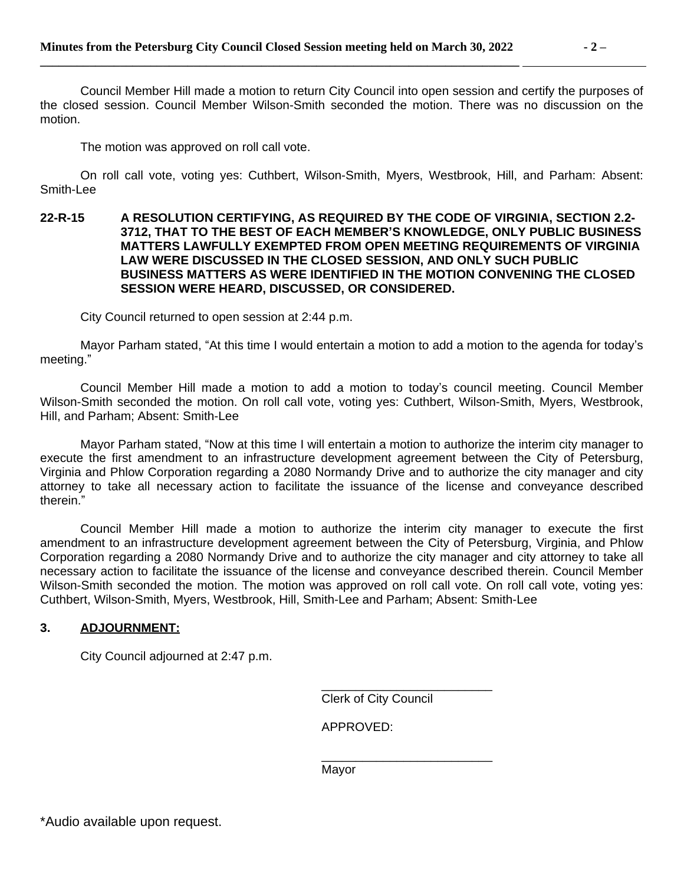Council Member Hill made a motion to return City Council into open session and certify the purposes of the closed session. Council Member Wilson-Smith seconded the motion. There was no discussion on the motion.

The motion was approved on roll call vote.

On roll call vote, voting yes: Cuthbert, Wilson-Smith, Myers, Westbrook, Hill, and Parham: Absent: Smith-Lee

**22-R-15 A RESOLUTION CERTIFYING, AS REQUIRED BY THE CODE OF VIRGINIA, SECTION 2.2-3712, THAT TO THE BEST OF EACH MEMBER'S KNOWLEDGE, ONLY PUBLIC BUSINESS MATTERS LAWFULLY EXEMPTED FROM OPEN MEETING REQUIREMENTS OF VIRGINIA LAW WERE DISCUSSED IN THE CLOSED SESSION, AND ONLY SUCH PUBLIC BUSINESS MATTERS AS WERE IDENTIFIED IN THE MOTION CONVENING THE CLOSED SESSION WERE HEARD, DISCUSSED, OR CONSIDERED.**

City Council returned to open session at 2:44 p.m.

Mayor Parham stated, "At this time I would entertain a motion to add a motion to the agenda for today's meeting."

Council Member Hill made a motion to add a motion to today's council meeting. Council Member Wilson-Smith seconded the motion. On roll call vote, voting yes: Cuthbert, Wilson-Smith, Myers, Westbrook, Hill, and Parham; Absent: Smith-Lee

Mayor Parham stated, "Now at this time I will entertain a motion to authorize the interim city manager to execute the first amendment to an infrastructure development agreement between the City of Petersburg, Virginia and Phlow Corporation regarding a 2080 Normandy Drive and to authorize the city manager and city attorney to take all necessary action to facilitate the issuance of the license and conveyance described therein."

Council Member Hill made a motion to authorize the interim city manager to execute the first amendment to an infrastructure development agreement between the City of Petersburg, Virginia, and Phlow Corporation regarding a 2080 Normandy Drive and to authorize the city manager and city attorney to take all necessary action to facilitate the issuance of the license and conveyance described therein. Council Member Wilson-Smith seconded the motion. The motion was approved on roll call vote. On roll call vote, voting yes: Cuthbert, Wilson-Smith, Myers, Westbrook, Hill, Smith-Lee and Parham; Absent: Smith-Lee

## 3. ADJOURNMENT:

City Council adjourned at 2:47 p.m.

\_\_\_\_\_\_\_\_\_\_\_\_\_\_\_\_\_\_\_\_\_\_\_\_\_
Clerk of City Council

APPROVED:

\_\_\_\_\_\_\_\_\_\_\_\_\_\_\_\_\_\_\_\_\_\_\_\_\_
Mayor

*Audio available upon request.